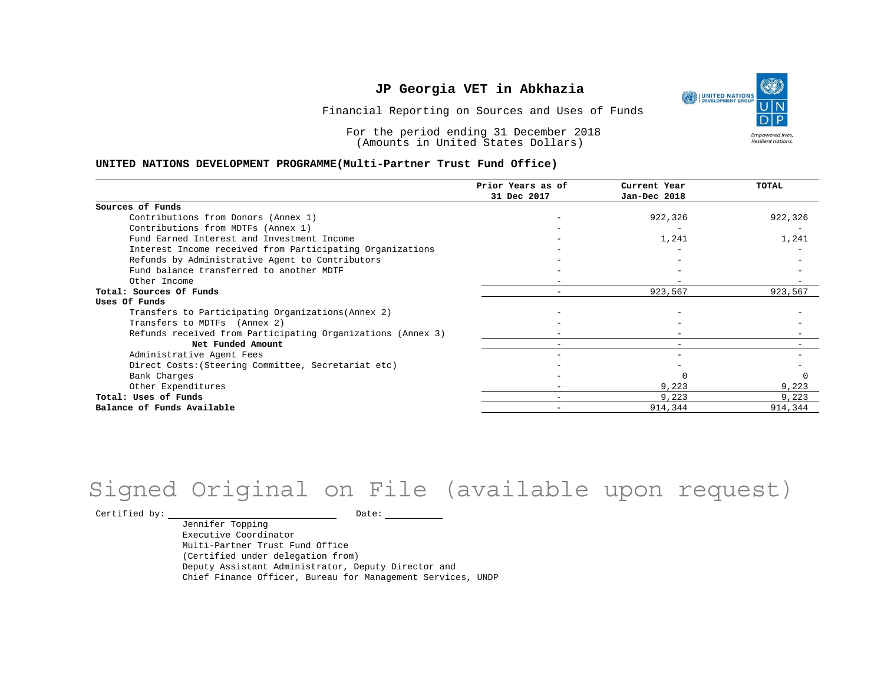# JP Georgia VET in Abkhazia

Financial Reporting on Sources and Uses of Funds

For the period ending 31 December 2018
(Amounts in United States Dollars)

**UNITED NATIONS DEVELOPMENT PROGRAMME(Multi-Partner Trust Fund Office)**

| | Prior Years as of 31 Dec 2017 | Current Year Jan-Dec 2018 | TOTAL |
|---|---|---|---|
| **Sources of Funds** | | | |
| Contributions from Donors (Annex 1) | - | 922,326 | 922,326 |
| Contributions from MDTFs (Annex 1) | - | - | - |
| Fund Earned Interest and Investment Income | - | 1,241 | 1,241 |
| Interest Income received from Participating Organizations | - | - | - |
| Refunds by Administrative Agent to Contributors | - | - | - |
| Fund balance transferred to another MDTF | - | - | - |
| Other Income | - | - | - |
| **Total: Sources Of Funds** | - | 923,567 | 923,567 |
| **Uses Of Funds** | | | |
| Transfers to Participating Organizations(Annex 2) | - | - | - |
| Transfers to MDTFs (Annex 2) | - | - | - |
| Refunds received from Participating Organizations (Annex 3) | - | - | - |
| **Net Funded Amount** | - | - | - |
| Administrative Agent Fees | - | - | - |
| Direct Costs:(Steering Committee, Secretariat etc) | - | - | - |
| Bank Charges | - | 0 | 0 |
| Other Expenditures | - | 9,223 | 9,223 |
| **Total: Uses of Funds** | - | 9,223 | 9,223 |
| **Balance of Funds Available** | - | 914,344 | 914,344 |

Signed Original on File (available upon request)

Certified by: ____________________ Date: __________

Jennifer Topping
Executive Coordinator
Multi-Partner Trust Fund Office
(Certified under delegation from)
Deputy Assistant Administrator, Deputy Director and
Chief Finance Officer, Bureau for Management Services, UNDP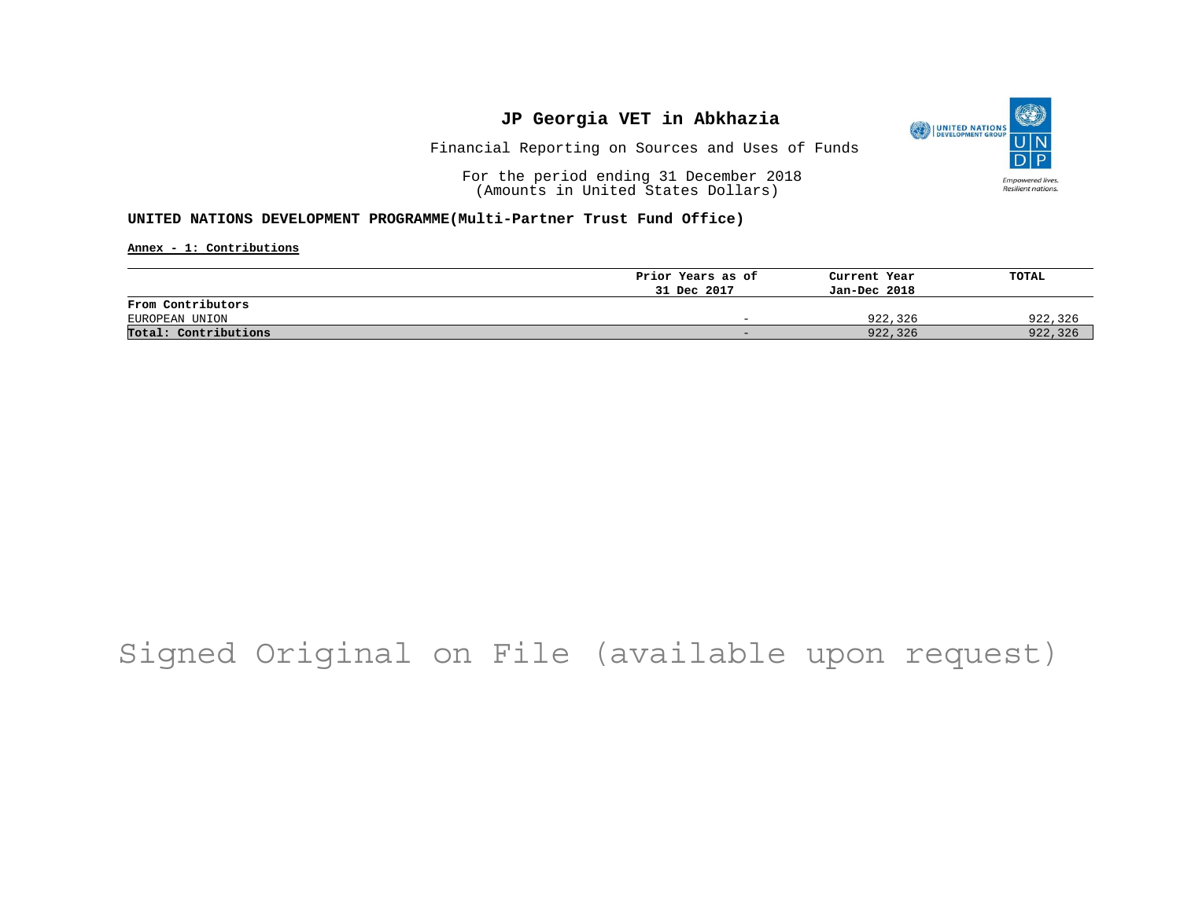# JP Georgia VET in Abkhazia

Financial Reporting on Sources and Uses of Funds

For the period ending 31 December 2018
(Amounts in United States Dollars)

**UNITED NATIONS DEVELOPMENT PROGRAMME(Multi-Partner Trust Fund Office)**

**Annex - 1: Contributions**

| | Prior Years as of 31 Dec 2017 | Current Year Jan-Dec 2018 | TOTAL |
|---|---|---|---|
| **From Contributors** | | | |
| EUROPEAN UNION | - | 922,326 | 922,326 |
| **Total: Contributions** | - | 922,326 | 922,326 |

Signed Original on File (available upon request)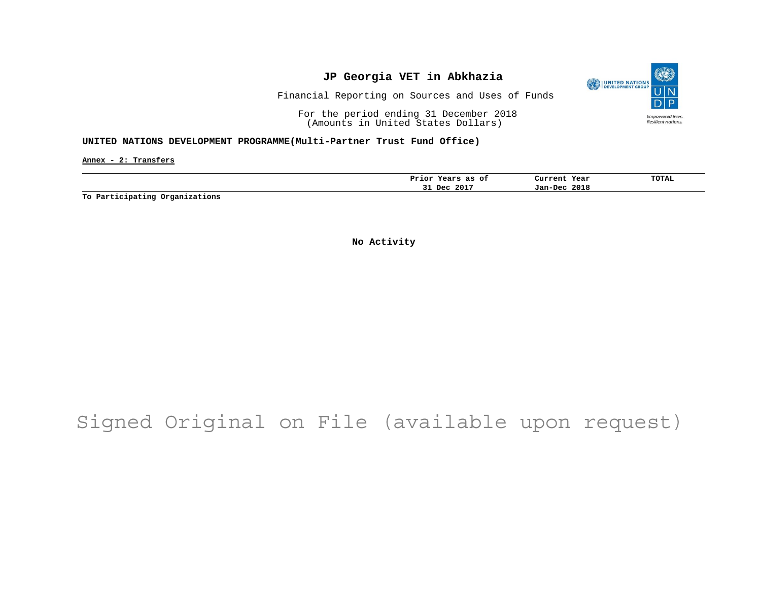# JP Georgia VET in Abkhazia

Financial Reporting on Sources and Uses of Funds

For the period ending 31 December 2018
(Amounts in United States Dollars)

**UNITED NATIONS DEVELOPMENT PROGRAMME(Multi-Partner Trust Fund Office)**

**Annex - 2: Transfers**

| | Prior Years as of 31 Dec 2017 | Current Year Jan-Dec 2018 | TOTAL |
|---|---|---|---|
| **To Participating Organizations** | | | |

**No Activity**

Signed Original on File (available upon request)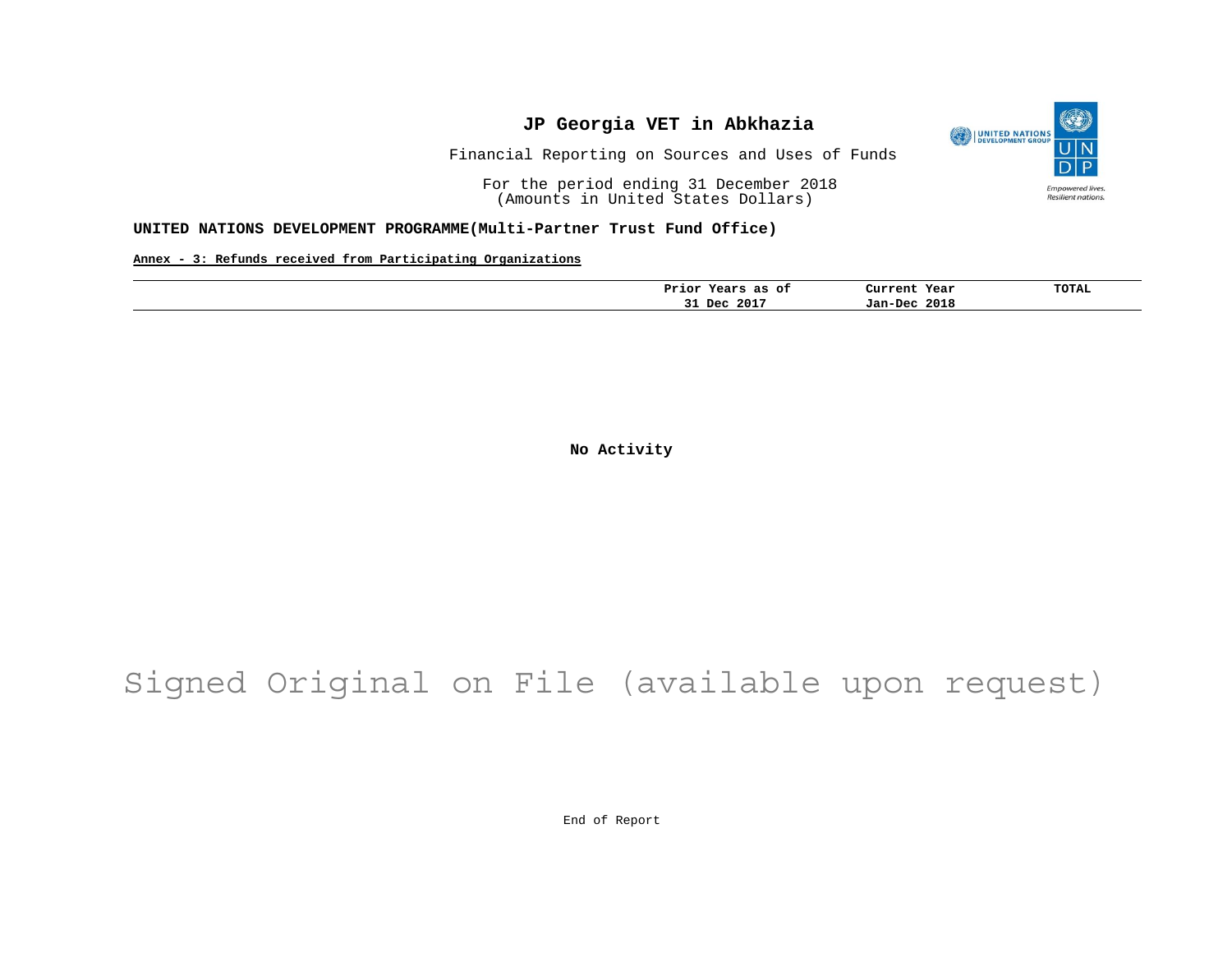# JP Georgia VET in Abkhazia

Financial Reporting on Sources and Uses of Funds

For the period ending 31 December 2018
(Amounts in United States Dollars)

**UNITED NATIONS DEVELOPMENT PROGRAMME(Multi-Partner Trust Fund Office)**

**Annex - 3: Refunds received from Participating Organizations**

| | Prior Years as of 31 Dec 2017 | Current Year Jan-Dec 2018 | TOTAL |
|---|---|---|---|

**No Activity**

Signed Original on File (available upon request)

End of Report